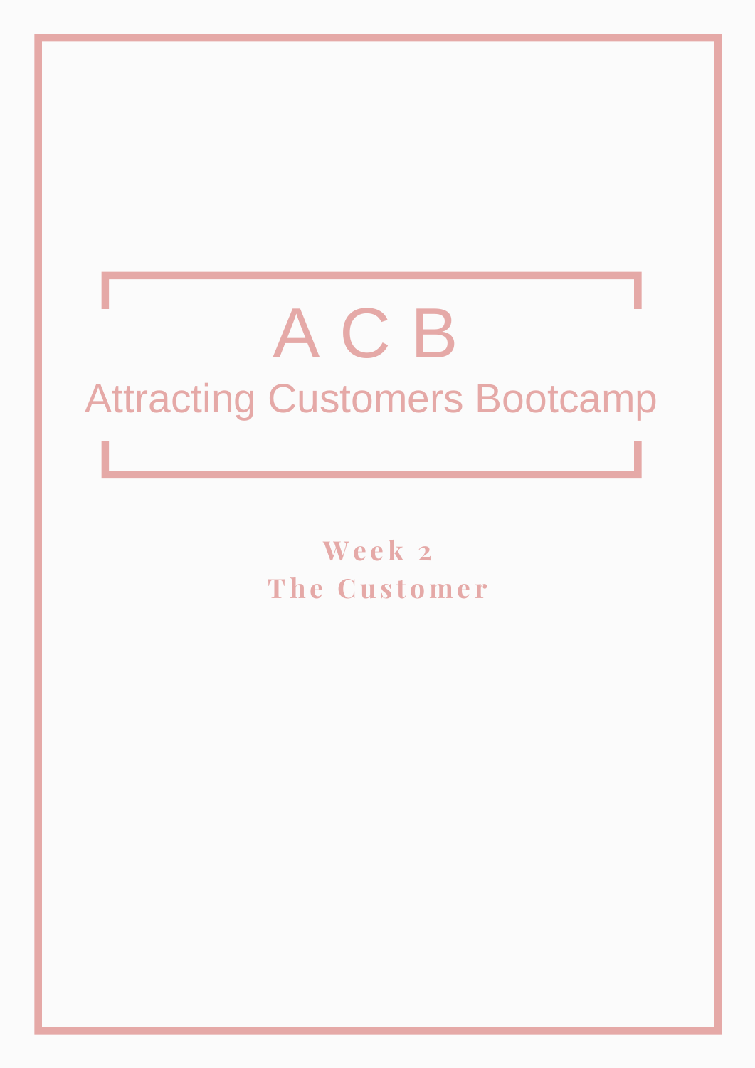# A C B

## Attracting Customers Bootcamp

**Week 2**

**The Customer**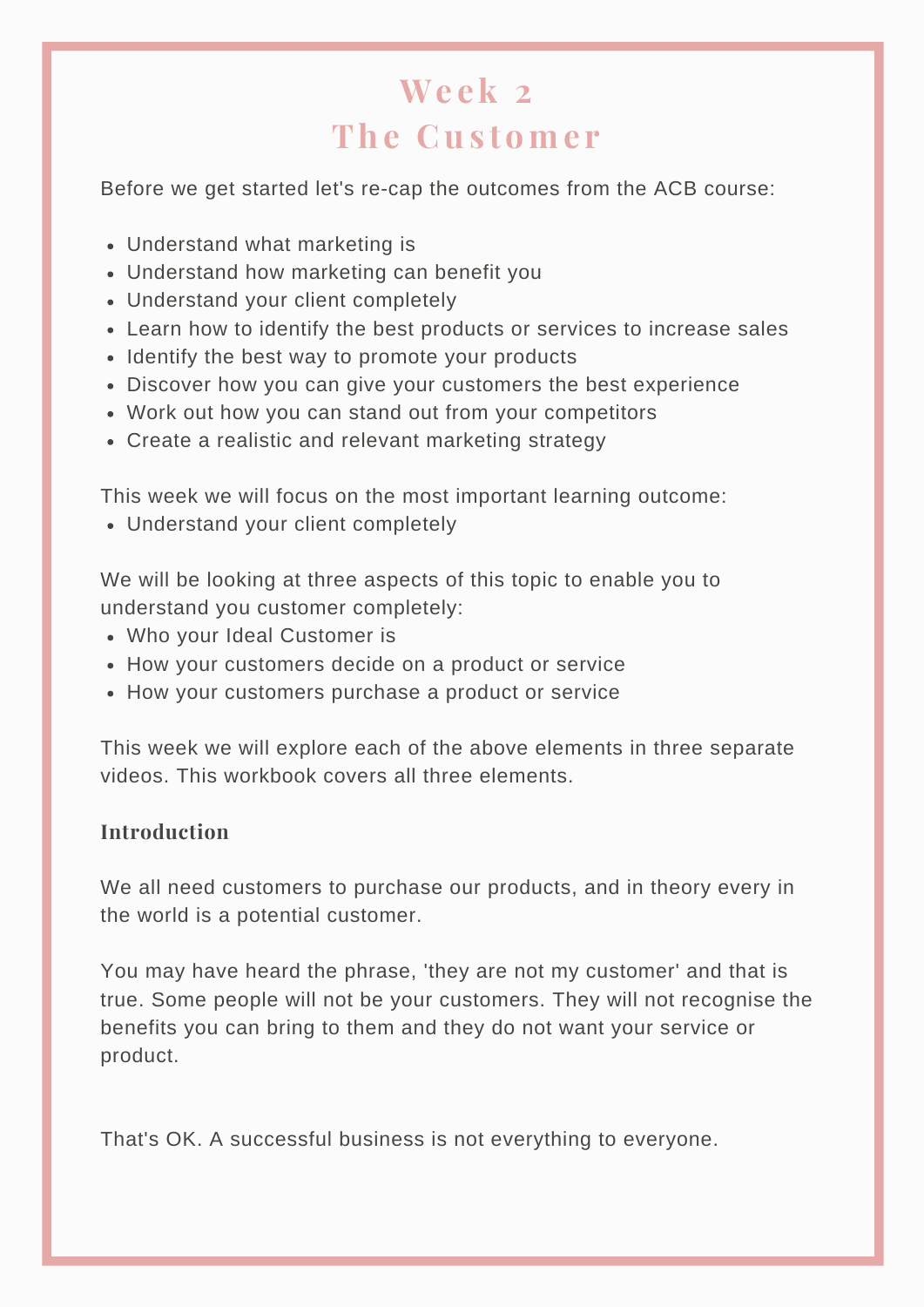# Week 2
# The Customer

Before we get started let's re-cap the outcomes from the ACB course:

- Understand what marketing is
- Understand how marketing can benefit you
- Understand your client completely
- Learn how to identify the best products or services to increase sales
- Identify the best way to promote your products
- Discover how you can give your customers the best experience
- Work out how you can stand out from your competitors
- Create a realistic and relevant marketing strategy

This week we will focus on the most important learning outcome:
- Understand your client completely

We will be looking at three aspects of this topic to enable you to understand you customer completely:
- Who your Ideal Customer is
- How your customers decide on a product or service
- How your customers purchase a product or service

This week we will explore each of the above elements in three separate videos. This workbook covers all three elements.

### Introduction

We all need customers to purchase our products, and in theory every in the world is a potential customer.

You may have heard the phrase, 'they are not my customer' and that is true. Some people will not be your customers. They will not recognise the benefits you can bring to them and they do not want your service or product.

That's OK. A successful business is not everything to everyone.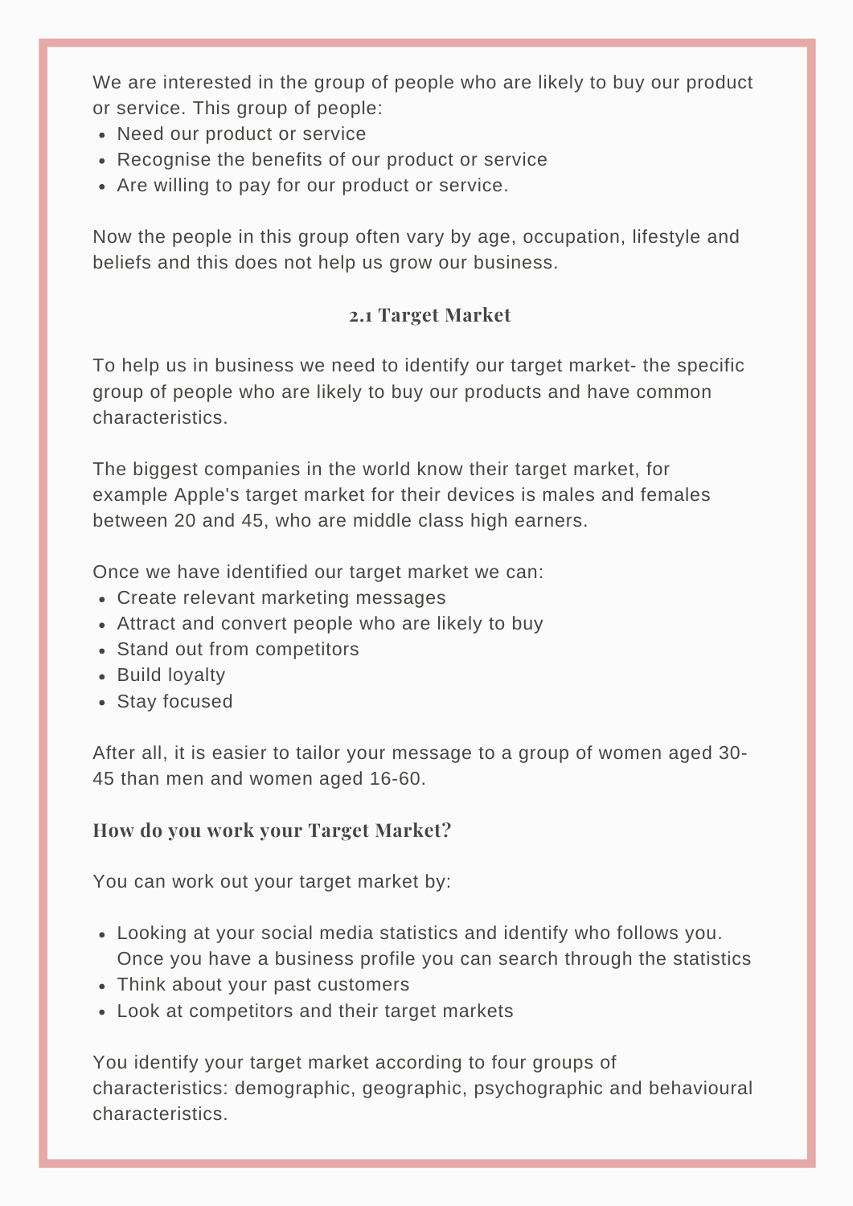We are interested in the group of people who are likely to buy our product or service. This group of people:

- Need our product or service
- Recognise the benefits of our product or service
- Are willing to pay for our product or service.

Now the people in this group often vary by age, occupation, lifestyle and beliefs and this does not help us grow our business.

## 2.1 Target Market

To help us in business we need to identify our target market- the specific group of people who are likely to buy our products and have common characteristics.

The biggest companies in the world know their target market, for example Apple's target market for their devices is males and females between 20 and 45, who are middle class high earners.

Once we have identified our target market we can:

- Create relevant marketing messages
- Attract and convert people who are likely to buy
- Stand out from competitors
- Build loyalty
- Stay focused

After all, it is easier to tailor your message to a group of women aged 30-45 than men and women aged 16-60.

### How do you work your Target Market?

You can work out your target market by:

- Looking at your social media statistics and identify who follows you. Once you have a business profile you can search through the statistics
- Think about your past customers
- Look at competitors and their target markets

You identify your target market according to four groups of characteristics: demographic, geographic, psychographic and behavioural characteristics.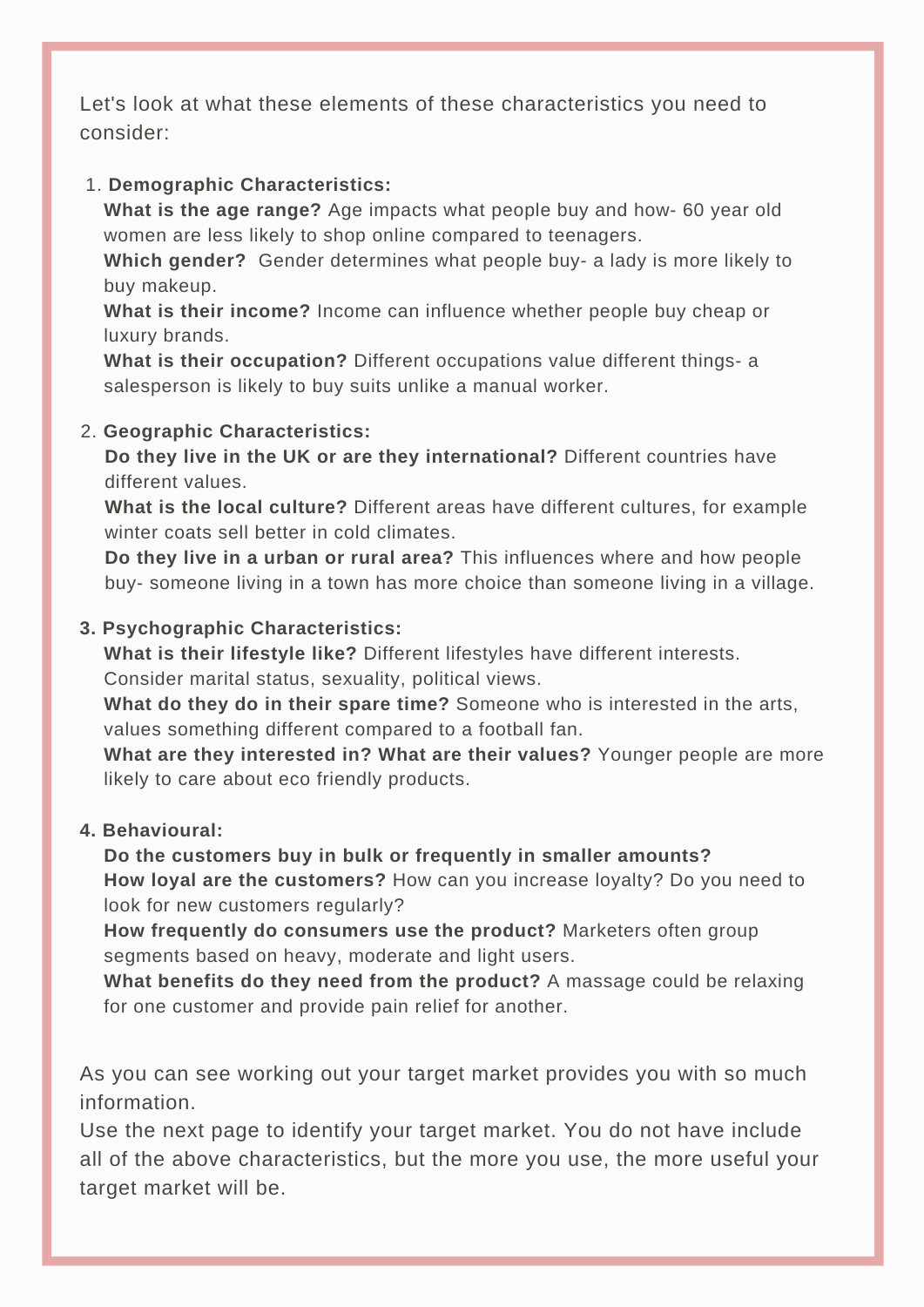Let's look at what these elements of these characteristics you need to consider:

1. **Demographic Characteristics:**
   - **What is the age range?** Age impacts what people buy and how- 60 year old women are less likely to shop online compared to teenagers.
   - **Which gender?** Gender determines what people buy- a lady is more likely to buy makeup.
   - **What is their income?** Income can influence whether people buy cheap or luxury brands.
   - **What is their occupation?** Different occupations value different things- a salesperson is likely to buy suits unlike a manual worker.

2. **Geographic Characteristics:**
   - **Do they live in the UK or are they international?** Different countries have different values.
   - **What is the local culture?** Different areas have different cultures, for example winter coats sell better in cold climates.
   - **Do they live in a urban or rural area?** This influences where and how people buy- someone living in a town has more choice than someone living in a village.

3. **Psychographic Characteristics:**
   - **What is their lifestyle like?** Different lifestyles have different interests. Consider marital status, sexuality, political views.
   - **What do they do in their spare time?** Someone who is interested in the arts, values something different compared to a football fan.
   - **What are they interested in? What are their values?** Younger people are more likely to care about eco friendly products.

4. **Behavioural:**
   - **Do the customers buy in bulk or frequently in smaller amounts?**
   - **How loyal are the customers?** How can you increase loyalty? Do you need to look for new customers regularly?
   - **How frequently do consumers use the product?** Marketers often group segments based on heavy, moderate and light users.
   - **What benefits do they need from the product?** A massage could be relaxing for one customer and provide pain relief for another.

As you can see working out your target market provides you with so much information.
Use the next page to identify your target market. You do not have include all of the above characteristics, but the more you use, the more useful your target market will be.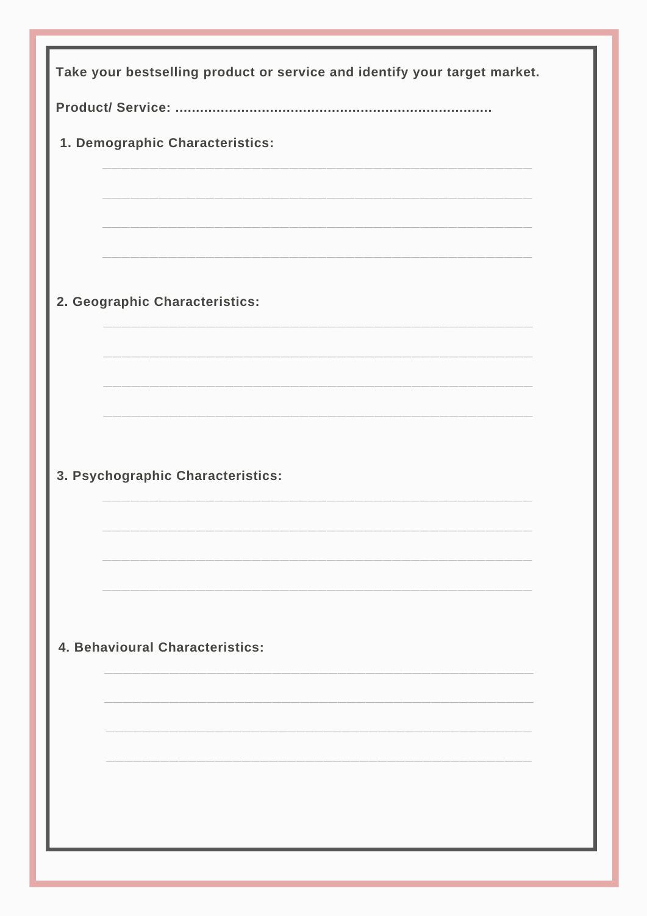**Take your bestselling product or service and identify your target market.**

**Product/ Service: ............................................................................**

**1. Demographic Characteristics:**

______________________________________________________

______________________________________________________

______________________________________________________

______________________________________________________

**2. Geographic Characteristics:**

______________________________________________________

______________________________________________________

______________________________________________________

______________________________________________________

**3. Psychographic Characteristics:**

______________________________________________________

______________________________________________________

______________________________________________________

______________________________________________________

**4. Behavioural Characteristics:**

______________________________________________________

______________________________________________________

______________________________________________________

______________________________________________________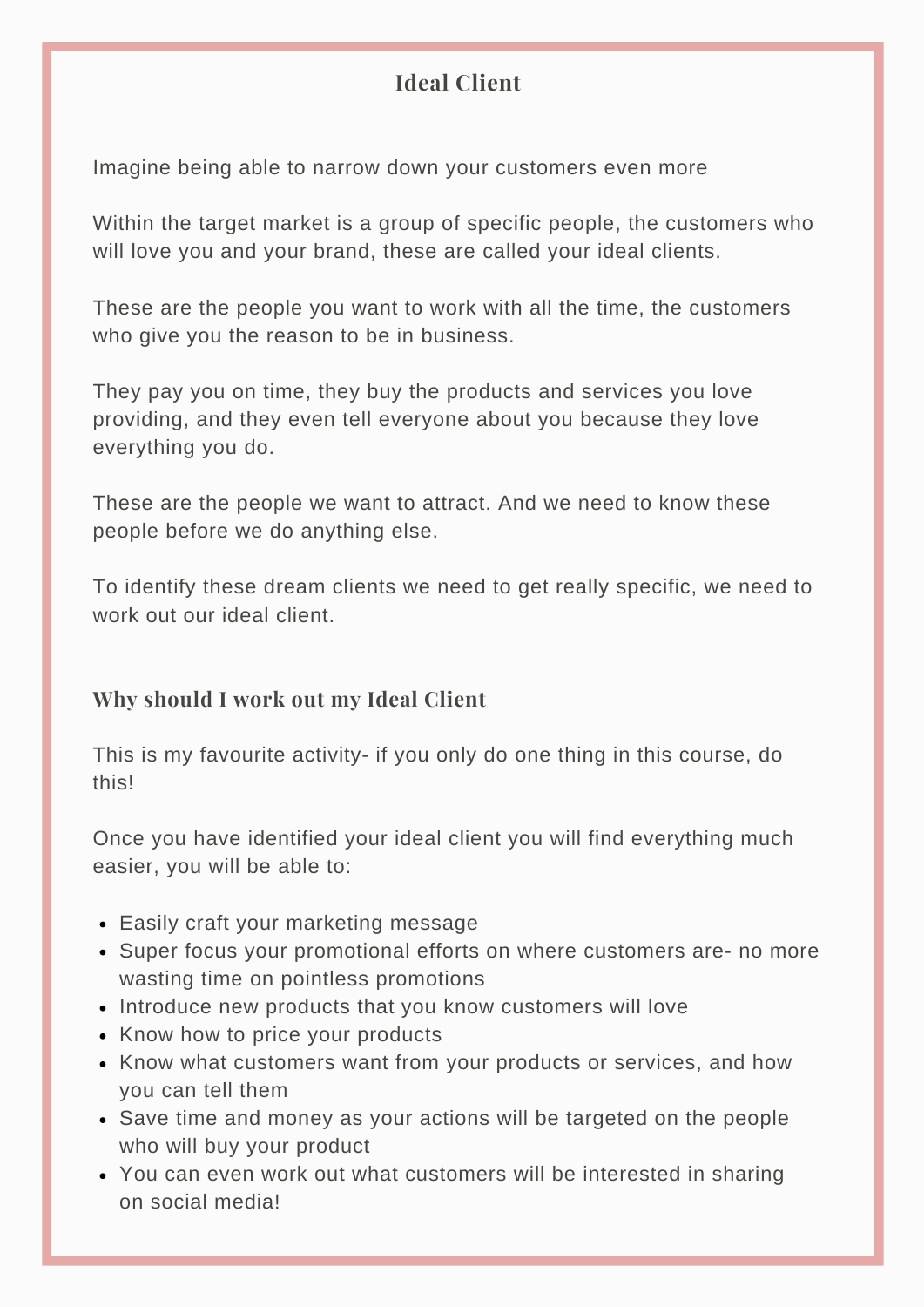## Ideal Client

Imagine being able to narrow down your customers even more

Within the target market is a group of specific people, the customers who will love you and your brand, these are called your ideal clients.

These are the people you want to work with all the time, the customers who give you the reason to be in business.

They pay you on time, they buy the products and services you love providing, and they even tell everyone about you because they love everything you do.

These are the people we want to attract. And we need to know these people before we do anything else.

To identify these dream clients we need to get really specific, we need to work out our ideal client.

### Why should I work out my Ideal Client

This is my favourite activity- if you only do one thing in this course, do this!

Once you have identified your ideal client you will find everything much easier, you will be able to:

- Easily craft your marketing message
- Super focus your promotional efforts on where customers are- no more wasting time on pointless promotions
- Introduce new products that you know customers will love
- Know how to price your products
- Know what customers want from your products or services, and how you can tell them
- Save time and money as your actions will be targeted on the people who will buy your product
- You can even work out what customers will be interested in sharing on social media!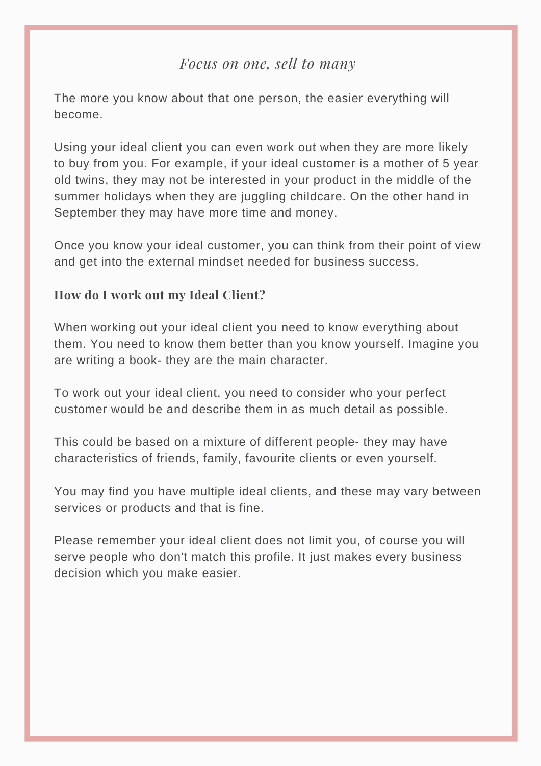*Focus on one, sell to many*

The more you know about that one person, the easier everything will become.

Using your ideal client you can even work out when they are more likely to buy from you. For example, if your ideal customer is a mother of 5 year old twins, they may not be interested in your product in the middle of the summer holidays when they are juggling childcare. On the other hand in September they may have more time and money.

Once you know your ideal customer, you can think from their point of view and get into the external mindset needed for business success.

### How do I work out my Ideal Client?

When working out your ideal client you need to know everything about them. You need to know them better than you know yourself. Imagine you are writing a book- they are the main character.

To work out your ideal client, you need to consider who your perfect customer would be and describe them in as much detail as possible.

This could be based on a mixture of different people- they may have characteristics of friends, family, favourite clients or even yourself.

You may find you have multiple ideal clients, and these may vary between services or products and that is fine.

Please remember your ideal client does not limit you, of course you will serve people who don't match this profile. It just makes every business decision which you make easier.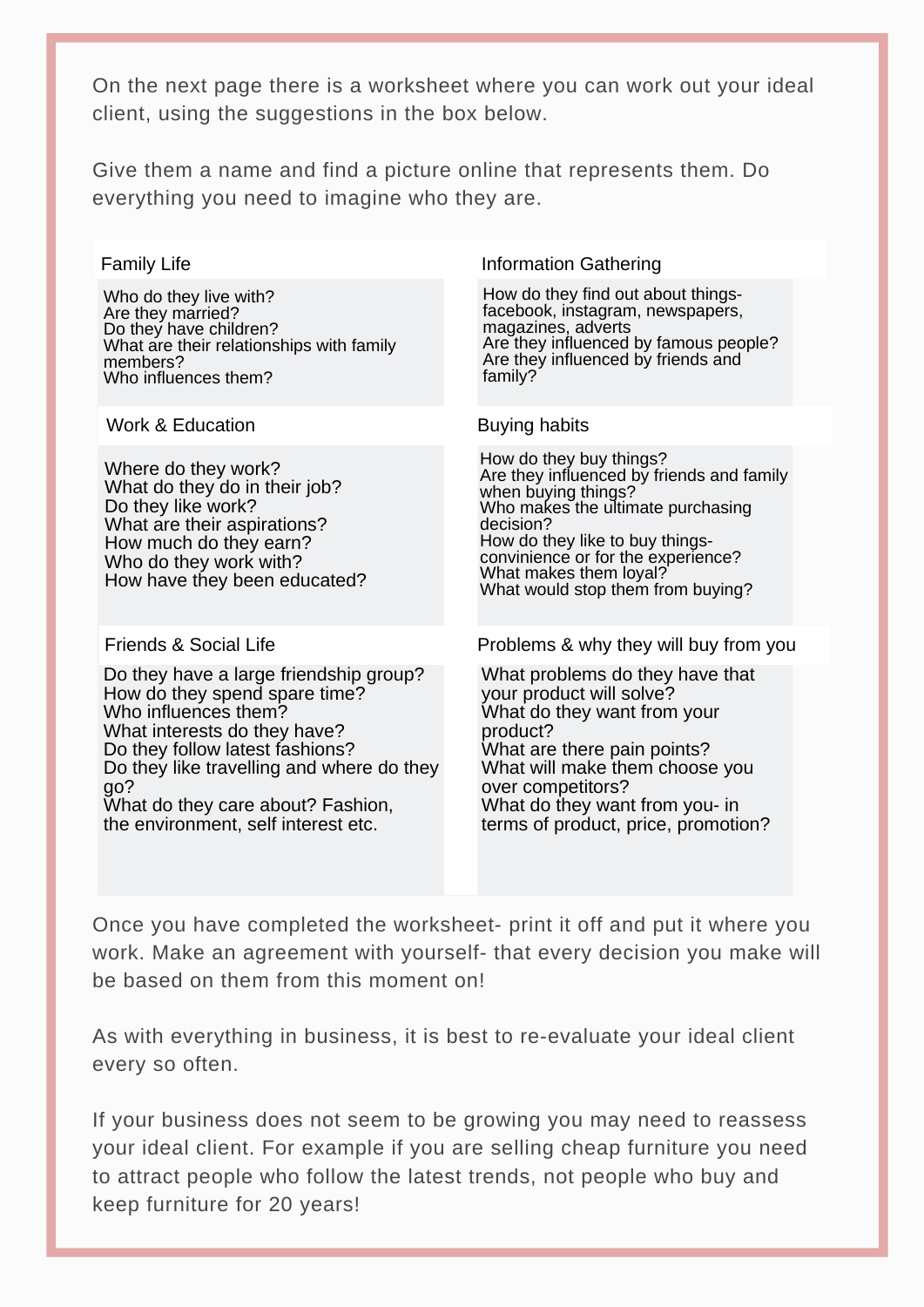On the next page there is a worksheet where you can work out your ideal client, using the suggestions in the box below.

Give them a name and find a picture online that represents them. Do everything you need to imagine who they are.

| Family Life | Information Gathering |
| --- | --- |
| Who do they live with?<br>Are they married?<br>Do they have children?<br>What are their relationships with family members?<br>Who influences them? | How do they find out about things- facebook, instagram, newspapers, magazines, adverts<br>Are they influenced by famous people?<br>Are they influenced by friends and family? |
| **Work & Education** | **Buying habits** |
| Where do they work?<br>What do they do in their job?<br>Do they like work?<br>What are their aspirations?<br>How much do they earn?<br>Who do they work with?<br>How have they been educated? | How do they buy things?<br>Are they influenced by friends and family when buying things?<br>Who makes the ultimate purchasing decision?<br>How do they like to buy things- convinience or for the experience?<br>What makes them loyal?<br>What would stop them from buying? |
| **Friends & Social Life** | **Problems & why they will buy from you** |
| Do they have a large friendship group?<br>How do they spend spare time?<br>Who influences them?<br>What interests do they have?<br>Do they follow latest fashions?<br>Do they like travelling and where do they go?<br>What do they care about? Fashion, the environment, self interest etc. | What problems do they have that your product will solve?<br>What do they want from your product?<br>What are there pain points?<br>What will make them choose you over competitors?<br>What do they want from you- in terms of product, price, promotion? |

Once you have completed the worksheet- print it off and put it where you work. Make an agreement with yourself- that every decision you make will be based on them from this moment on!

As with everything in business, it is best to re-evaluate your ideal client every so often.

If your business does not seem to be growing you may need to reassess your ideal client. For example if you are selling cheap furniture you need to attract people who follow the latest trends, not people who buy and keep furniture for 20 years!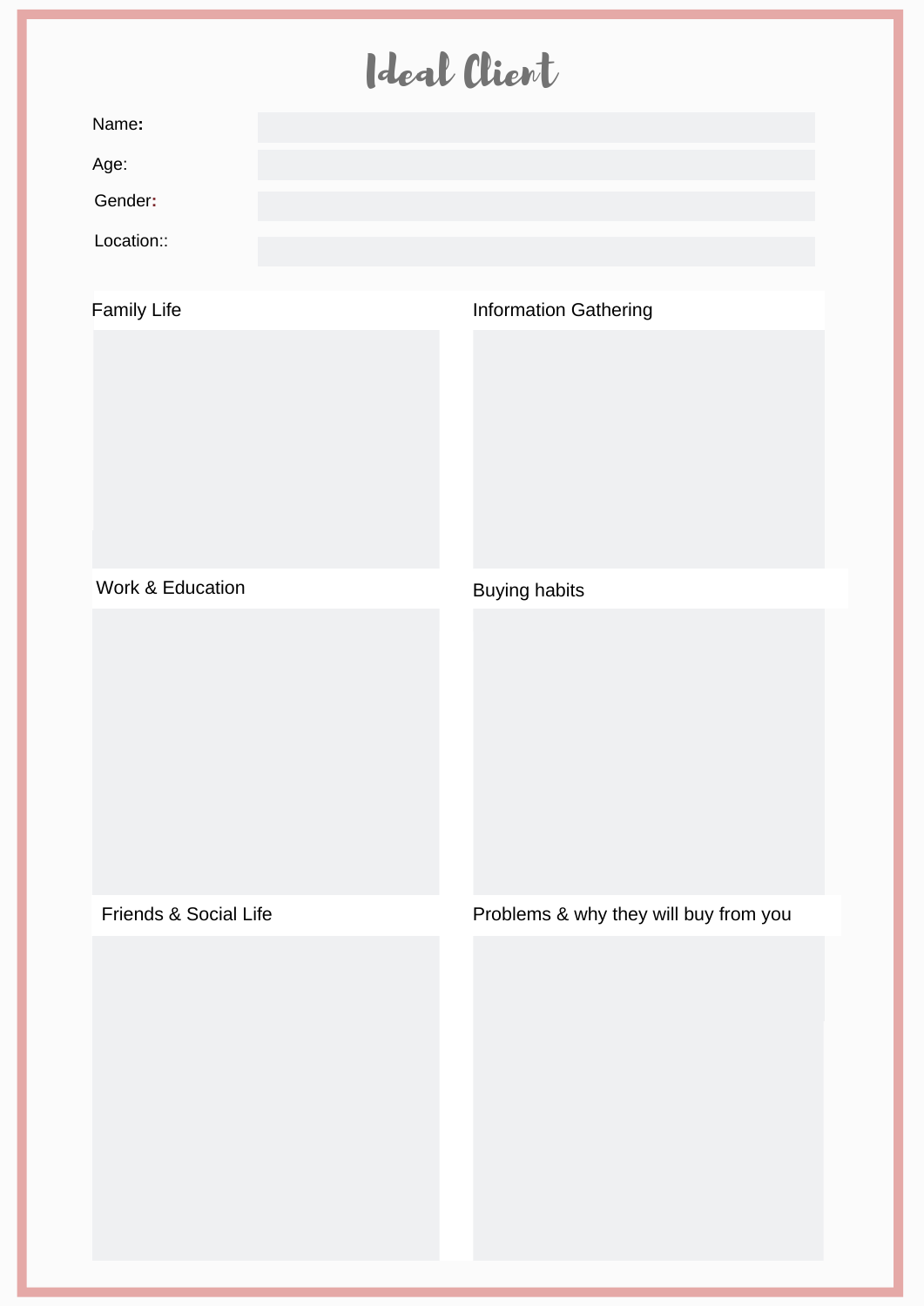# Ideal Client

Name:

Age:

Gender:

Location::

Family Life

Information Gathering

Work & Education

Buying habits

Friends & Social Life

Problems & why they will buy from you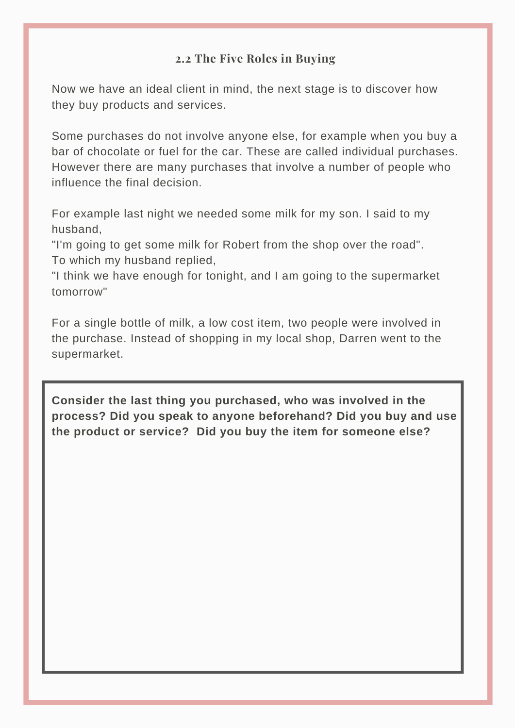## 2.2 The Five Roles in Buying

Now we have an ideal client in mind, the next stage is to discover how they buy products and services.

Some purchases do not involve anyone else, for example when you buy a bar of chocolate or fuel for the car. These are called individual purchases. However there are many purchases that involve a number of people who influence the final decision.

For example last night we needed some milk for my son. I said to my husband,
"I'm going to get some milk for Robert from the shop over the road".
To which my husband replied,
"I think we have enough for tonight, and I am going to the supermarket tomorrow"

For a single bottle of milk, a low cost item, two people were involved in the purchase. Instead of shopping in my local shop, Darren went to the supermarket.

**Consider the last thing you purchased, who was involved in the process? Did you speak to anyone beforehand? Did you buy and use the product or service? Did you buy the item for someone else?**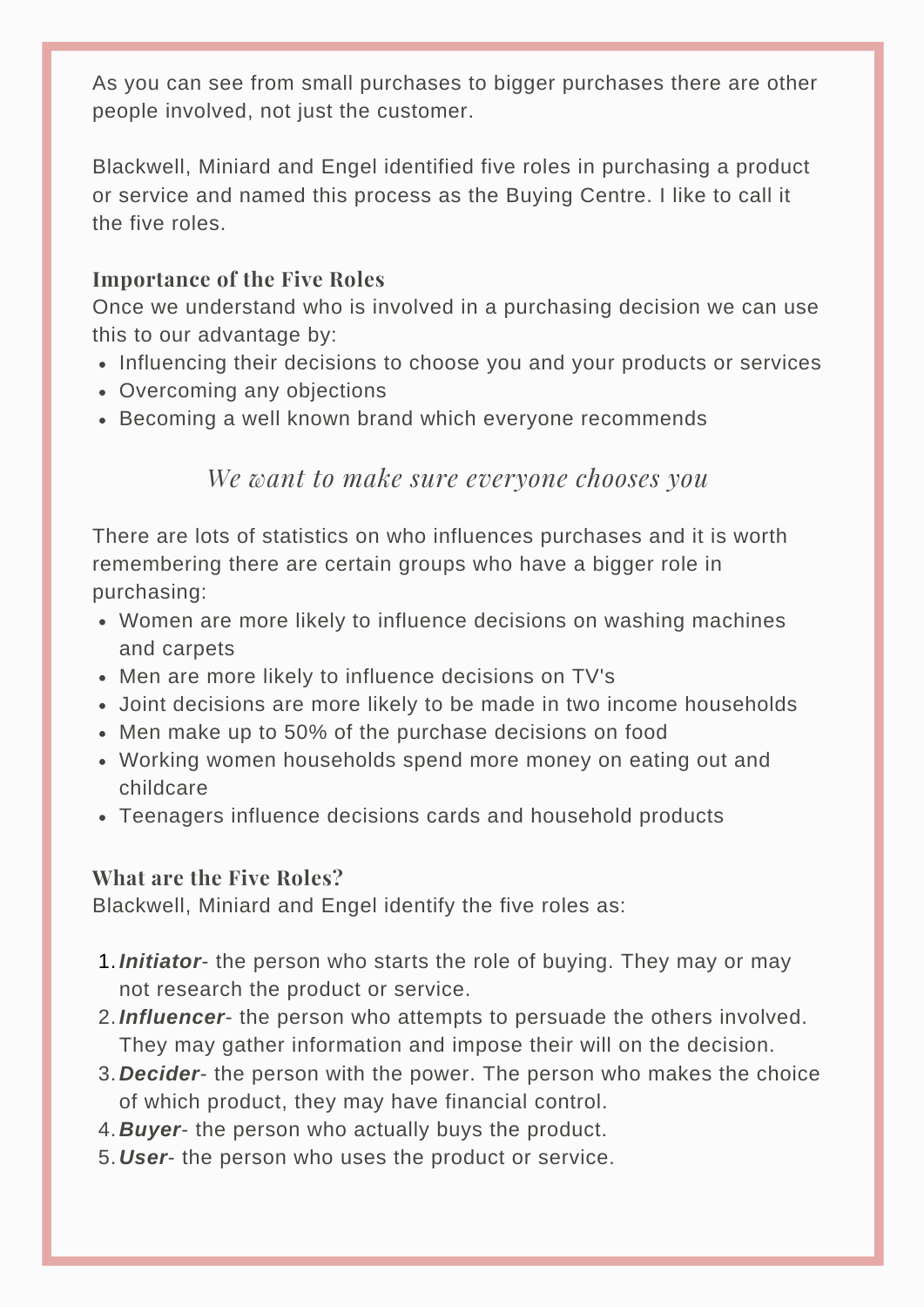As you can see from small purchases to bigger purchases there are other people involved, not just the customer.

Blackwell, Miniard and Engel identified five roles in purchasing a product or service and named this process as the Buying Centre. I like to call it the five roles.

### Importance of the Five Roles

Once we understand who is involved in a purchasing decision we can use this to our advantage by:

- Influencing their decisions to choose you and your products or services
- Overcoming any objections
- Becoming a well known brand which everyone recommends

*We want to make sure everyone chooses you*

There are lots of statistics on who influences purchases and it is worth remembering there are certain groups who have a bigger role in purchasing:

- Women are more likely to influence decisions on washing machines and carpets
- Men are more likely to influence decisions on TV's
- Joint decisions are more likely to be made in two income households
- Men make up to 50% of the purchase decisions on food
- Working women households spend more money on eating out and childcare
- Teenagers influence decisions cards and household products

### What are the Five Roles?

Blackwell, Miniard and Engel identify the five roles as:

1. ***Initiator***- the person who starts the role of buying. They may or may not research the product or service.
2. ***Influencer***- the person who attempts to persuade the others involved. They may gather information and impose their will on the decision.
3. ***Decider***- the person with the power. The person who makes the choice of which product, they may have financial control.
4. ***Buyer***- the person who actually buys the product.
5. ***User***- the person who uses the product or service.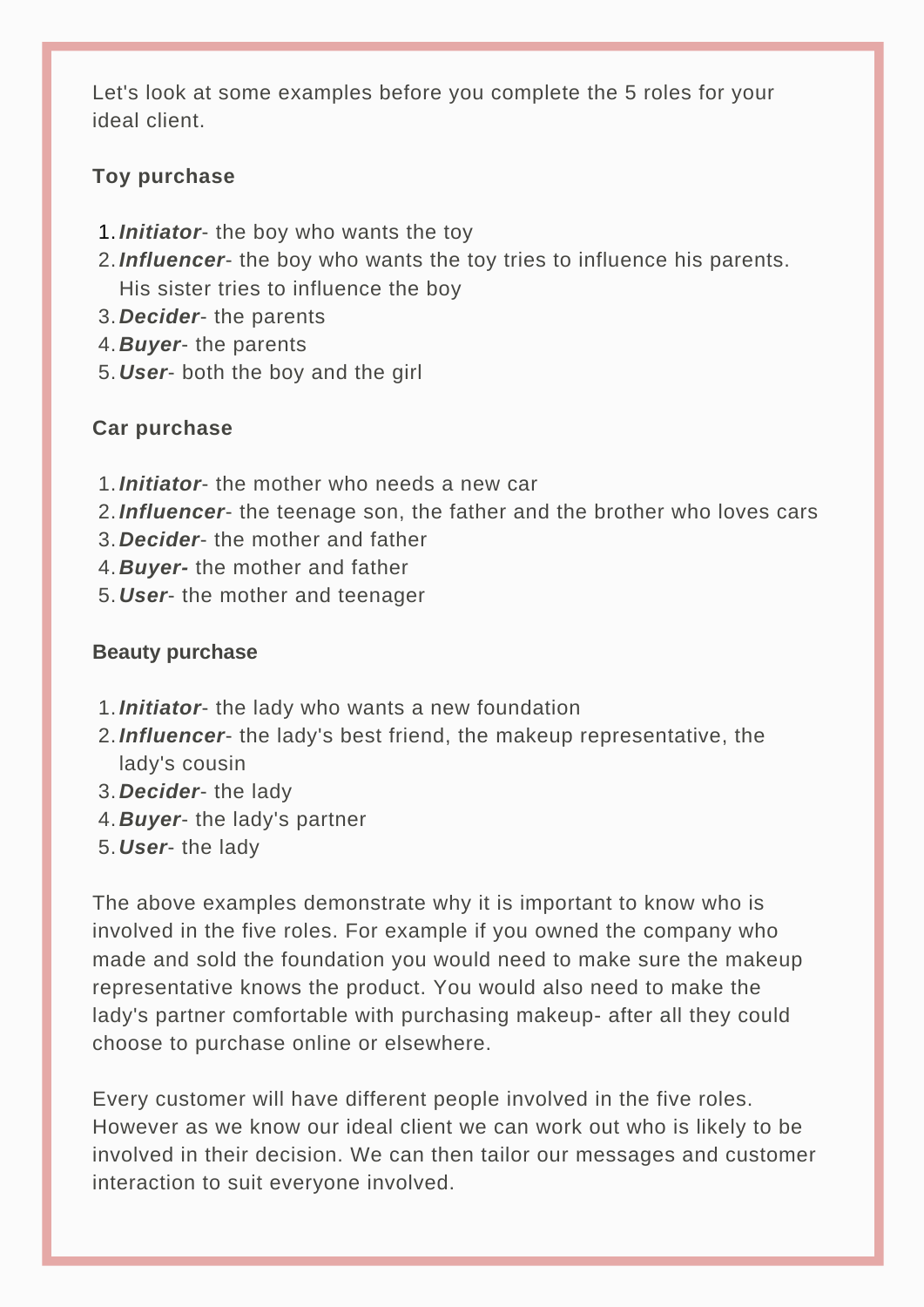Let's look at some examples before you complete the 5 roles for your ideal client.

**Toy purchase**

1. ***Initiator***- the boy who wants the toy
2. ***Influencer***- the boy who wants the toy tries to influence his parents. His sister tries to influence the boy
3. ***Decider***- the parents
4. ***Buyer***- the parents
5. ***User***- both the boy and the girl

**Car purchase**

1. ***Initiator***- the mother who needs a new car
2. ***Influencer***- the teenage son, the father and the brother who loves cars
3. ***Decider***- the mother and father
4. ***Buyer-*** the mother and father
5. ***User***- the mother and teenager

**Beauty purchase**

1. ***Initiator***- the lady who wants a new foundation
2. ***Influencer***- the lady's best friend, the makeup representative, the lady's cousin
3. ***Decider***- the lady
4. ***Buyer***- the lady's partner
5. ***User***- the lady

The above examples demonstrate why it is important to know who is involved in the five roles. For example if you owned the company who made and sold the foundation you would need to make sure the makeup representative knows the product. You would also need to make the lady's partner comfortable with purchasing makeup- after all they could choose to purchase online or elsewhere.

Every customer will have different people involved in the five roles. However as we know our ideal client we can work out who is likely to be involved in their decision. We can then tailor our messages and customer interaction to suit everyone involved.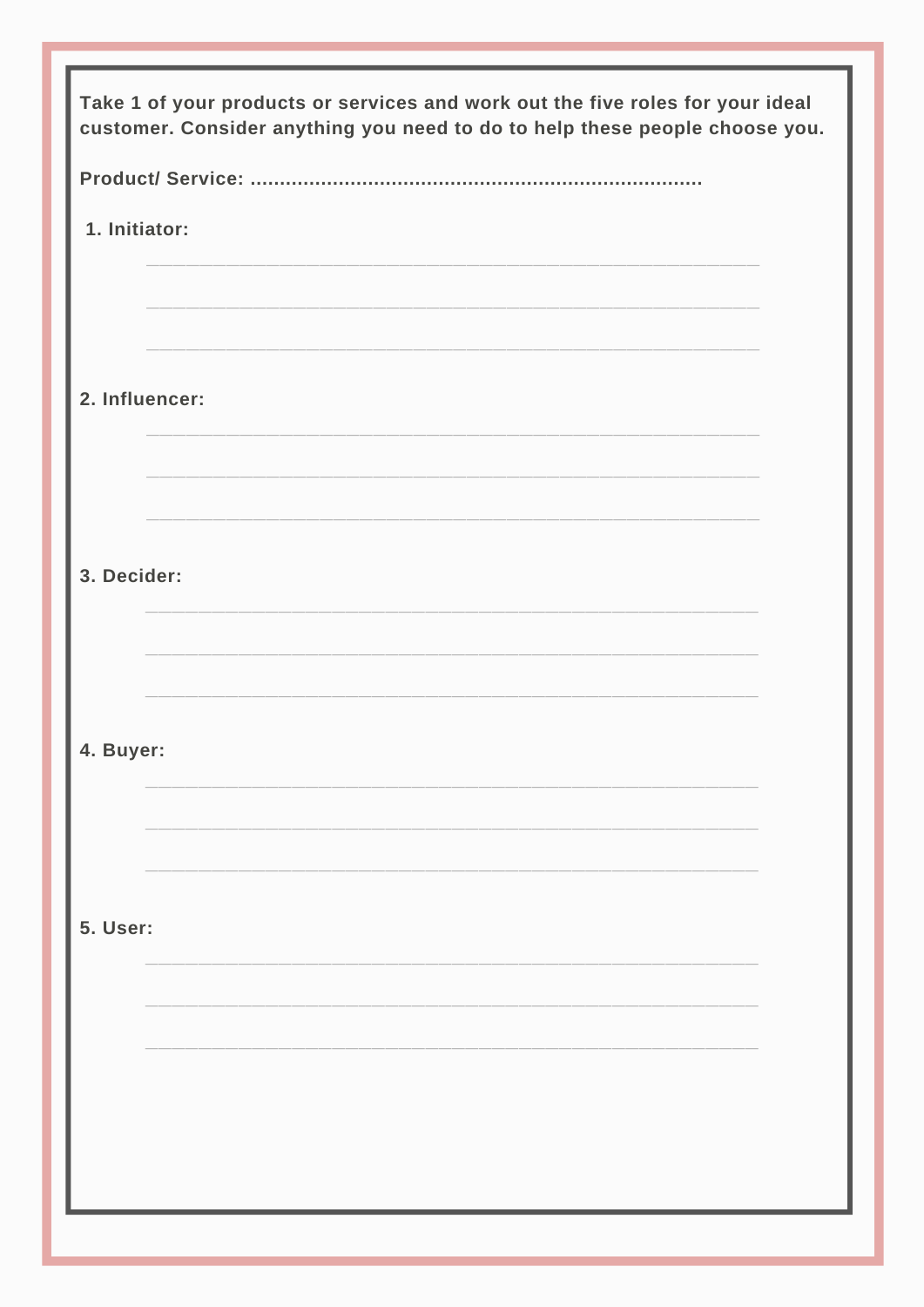**Take 1 of your products or services and work out the five roles for your ideal customer. Consider anything you need to do to help these people choose you.**

**Product/ Service: ............................................................................**

**1. Initiator:**

______________________________________________

______________________________________________

______________________________________________

**2. Influencer:**

______________________________________________

______________________________________________

______________________________________________

**3. Decider:**

______________________________________________

______________________________________________

______________________________________________

**4. Buyer:**

______________________________________________

______________________________________________

______________________________________________

**5. User:**

______________________________________________

______________________________________________

______________________________________________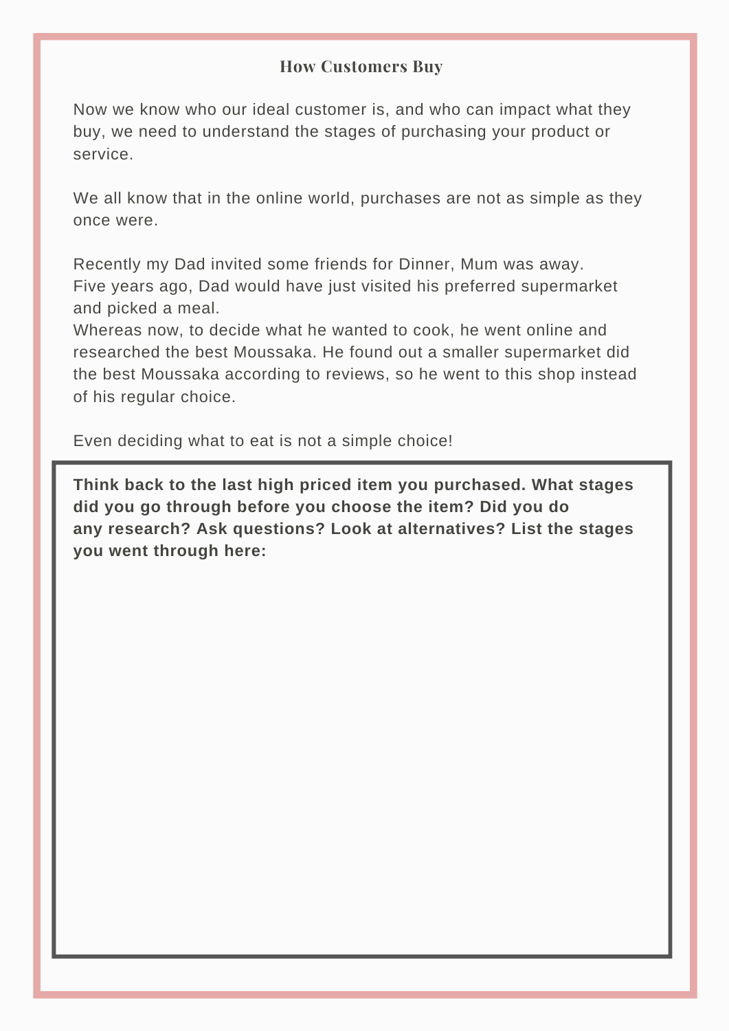## How Customers Buy

Now we know who our ideal customer is, and who can impact what they buy, we need to understand the stages of purchasing your product or service.

We all know that in the online world, purchases are not as simple as they once were.

Recently my Dad invited some friends for Dinner, Mum was away.
Five years ago, Dad would have just visited his preferred supermarket and picked a meal.
Whereas now, to decide what he wanted to cook, he went online and researched the best Moussaka. He found out a smaller supermarket did the best Moussaka according to reviews, so he went to this shop instead of his regular choice.

Even deciding what to eat is not a simple choice!

**Think back to the last high priced item you purchased. What stages did you go through before you choose the item? Did you do any research? Ask questions? Look at alternatives? List the stages you went through here:**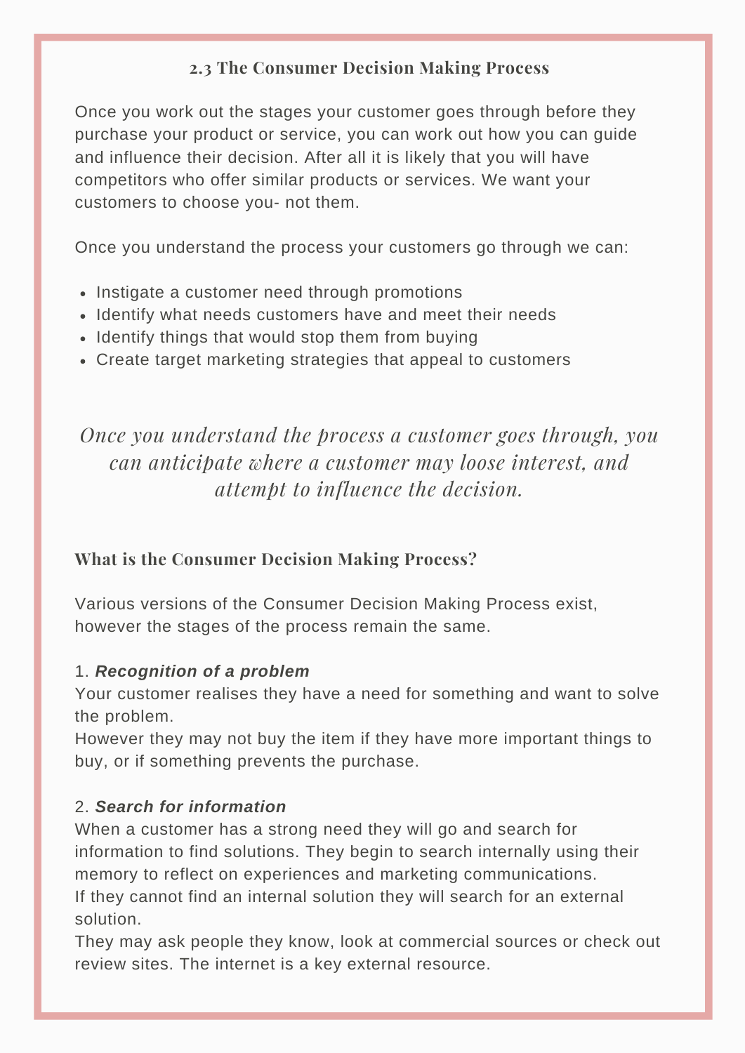## 2.3 The Consumer Decision Making Process

Once you work out the stages your customer goes through before they purchase your product or service, you can work out how you can guide and influence their decision. After all it is likely that you will have competitors who offer similar products or services. We want your customers to choose you- not them.

Once you understand the process your customers go through we can:

- Instigate a customer need through promotions
- Identify what needs customers have and meet their needs
- Identify things that would stop them from buying
- Create target marketing strategies that appeal to customers

*Once you understand the process a customer goes through, you can anticipate where a customer may loose interest, and attempt to influence the decision.*

### What is the Consumer Decision Making Process?

Various versions of the Consumer Decision Making Process exist, however the stages of the process remain the same.

1. ***Recognition of a problem***
Your customer realises they have a need for something and want to solve the problem.
However they may not buy the item if they have more important things to buy, or if something prevents the purchase.

2. ***Search for information***
When a customer has a strong need they will go and search for information to find solutions. They begin to search internally using their memory to reflect on experiences and marketing communications.
If they cannot find an internal solution they will search for an external solution.
They may ask people they know, look at commercial sources or check out review sites. The internet is a key external resource.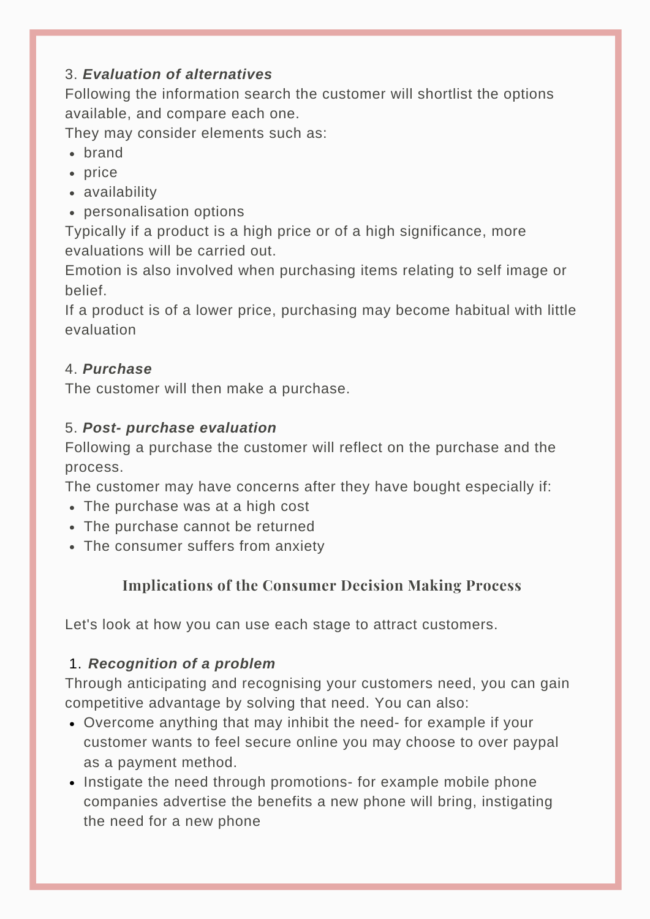3. ***Evaluation of alternatives***

Following the information search the customer will shortlist the options available, and compare each one.

They may consider elements such as:

- brand
- price
- availability
- personalisation options

Typically if a product is a high price or of a high significance, more evaluations will be carried out.

Emotion is also involved when purchasing items relating to self image or belief.

If a product is of a lower price, purchasing may become habitual with little evaluation

4. ***Purchase***

The customer will then make a purchase.

5. ***Post- purchase evaluation***

Following a purchase the customer will reflect on the purchase and the process.

The customer may have concerns after they have bought especially if:

- The purchase was at a high cost
- The purchase cannot be returned
- The consumer suffers from anxiety

## Implications of the Consumer Decision Making Process

Let's look at how you can use each stage to attract customers.

1. ***Recognition of a problem***

Through anticipating and recognising your customers need, you can gain competitive advantage by solving that need. You can also:

- Overcome anything that may inhibit the need- for example if your customer wants to feel secure online you may choose to over paypal as a payment method.
- Instigate the need through promotions- for example mobile phone companies advertise the benefits a new phone will bring, instigating the need for a new phone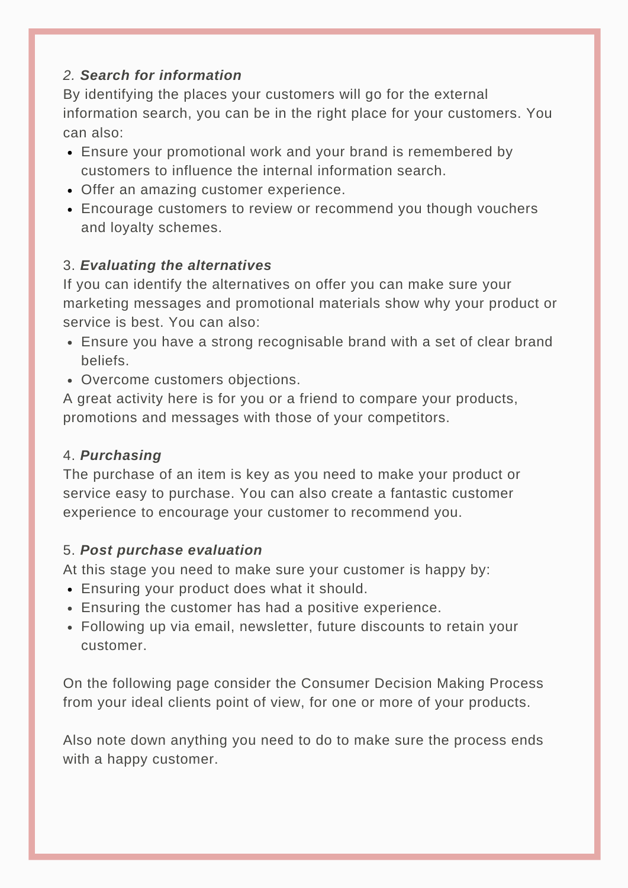2. ***Search for information***

By identifying the places your customers will go for the external information search, you can be in the right place for your customers. You can also:

- Ensure your promotional work and your brand is remembered by customers to influence the internal information search.
- Offer an amazing customer experience.
- Encourage customers to review or recommend you though vouchers and loyalty schemes.

3. ***Evaluating the alternatives***

If you can identify the alternatives on offer you can make sure your marketing messages and promotional materials show why your product or service is best. You can also:

- Ensure you have a strong recognisable brand with a set of clear brand beliefs.
- Overcome customers objections.

A great activity here is for you or a friend to compare your products, promotions and messages with those of your competitors.

4. ***Purchasing***

The purchase of an item is key as you need to make your product or service easy to purchase. You can also create a fantastic customer experience to encourage your customer to recommend you.

5. ***Post purchase evaluation***

At this stage you need to make sure your customer is happy by:

- Ensuring your product does what it should.
- Ensuring the customer has had a positive experience.
- Following up via email, newsletter, future discounts to retain your customer.

On the following page consider the Consumer Decision Making Process from your ideal clients point of view, for one or more of your products.

Also note down anything you need to do to make sure the process ends with a happy customer.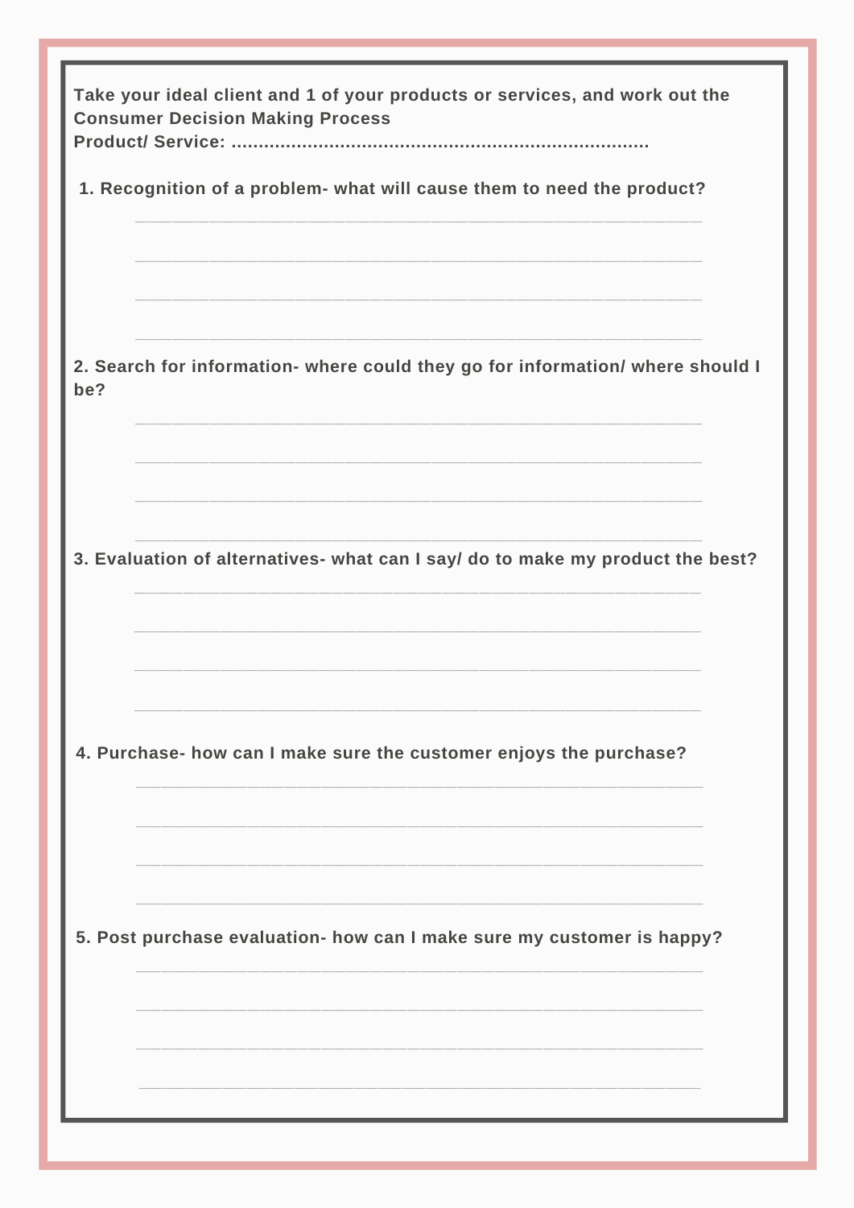**Take your ideal client and 1 of your products or services, and work out the Consumer Decision Making Process**
**Product/ Service: ............................................................................**

**1. Recognition of a problem- what will cause them to need the product?**

______________________________________________________________

______________________________________________________________

______________________________________________________________

______________________________________________________________

**2. Search for information- where could they go for information/ where should I be?**

______________________________________________________________

______________________________________________________________

______________________________________________________________

______________________________________________________________

**3. Evaluation of alternatives- what can I say/ do to make my product the best?**

______________________________________________________________

______________________________________________________________

______________________________________________________________

______________________________________________________________

**4. Purchase- how can I make sure the customer enjoys the purchase?**

______________________________________________________________

______________________________________________________________

______________________________________________________________

______________________________________________________________

**5. Post purchase evaluation- how can I make sure my customer is happy?**

______________________________________________________________

______________________________________________________________

______________________________________________________________

______________________________________________________________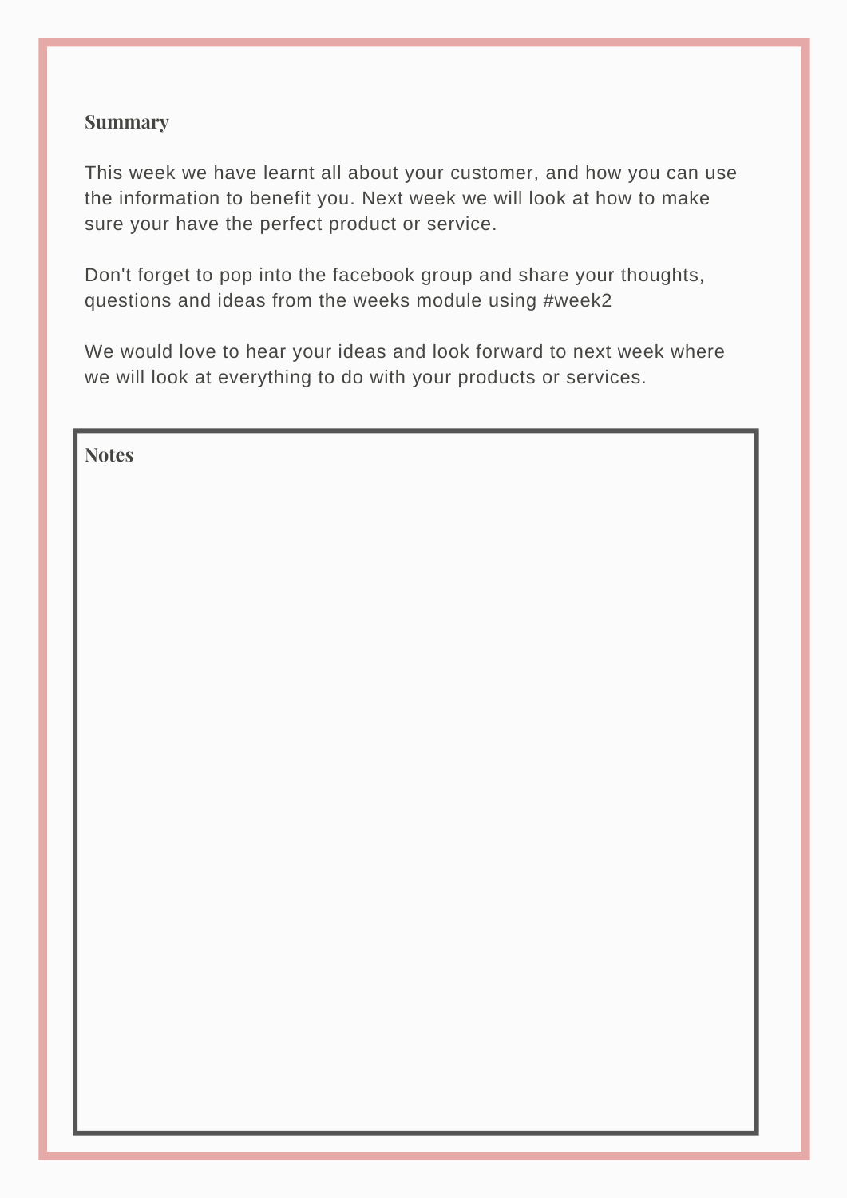## Summary

This week we have learnt all about your customer, and how you can use the information to benefit you. Next week we will look at how to make sure your have the perfect product or service.

Don't forget to pop into the facebook group and share your thoughts, questions and ideas from the weeks module using #week2

We would love to hear your ideas and look forward to next week where we will look at everything to do with your products or services.

## Notes